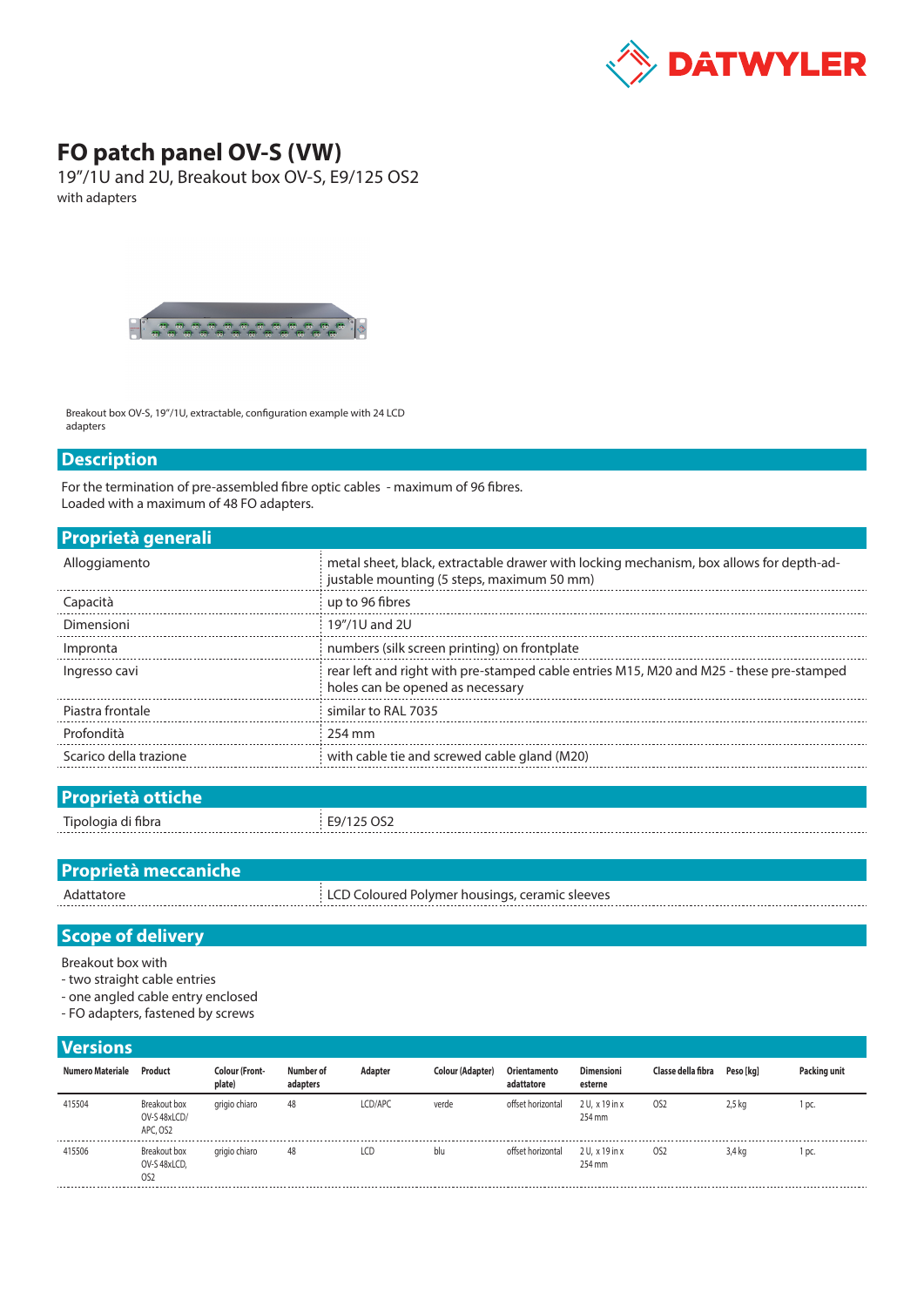# FO patch panel OV-S (VW)

19"/1U and 2U, Breakout box OV-S, E9/125 OS2

with adapters

Breakout box OV-S, 19"/1U, extractable, configuration example with 24 LCD adapters

## Description

For the termination of pre-assembled fibre optic cables - maximum of 96 fibres.
Loaded with a maximum of 48 FO adapters.

## Proprietà generali

| | |
|---|---|
| Alloggiamento | metal sheet, black, extractable drawer with locking mechanism, box allows for depth-adjustable mounting (5 steps, maximum 50 mm) |
| Capacità | up to 96 fibres |
| Dimensioni | 19"/1U and 2U |
| Impronta | numbers (silk screen printing) on frontplate |
| Ingresso cavi | rear left and right with pre-stamped cable entries M15, M20 and M25 - these pre-stamped holes can be opened as necessary |
| Piastra frontale | similar to RAL 7035 |
| Profondità | 254 mm |
| Scarico della trazione | with cable tie and screwed cable gland (M20) |

## Proprietà ottiche

| | |
|---|---|
| Tipologia di fibra | E9/125 OS2 |

## Proprietà meccaniche

| | |
|---|---|
| Adattatore | LCD Coloured Polymer housings, ceramic sleeves |

## Scope of delivery

Breakout box with
- two straight cable entries
- one angled cable entry enclosed
- FO adapters, fastened by screws

## Versions

| Numero Materiale | Product | Colour (Front-plate) | Number of adapters | Adapter | Colour (Adapter) | Orientamento adattatore | Dimensioni esterne | Classe della fibra | Peso [kg] | Packing unit |
|---|---|---|---|---|---|---|---|---|---|---|
| 415504 | Breakout box OV-S 48xLCD/APC, OS2 | grigio chiaro | 48 | LCD/APC | verde | offset horizontal | 2 U, x 19 in x 254 mm | OS2 | 2,5 kg | 1 pc. |
| 415506 | Breakout box OV-S 48xLCD, OS2 | grigio chiaro | 48 | LCD | blu | offset horizontal | 2 U, x 19 in x 254 mm | OS2 | 3,4 kg | 1 pc. |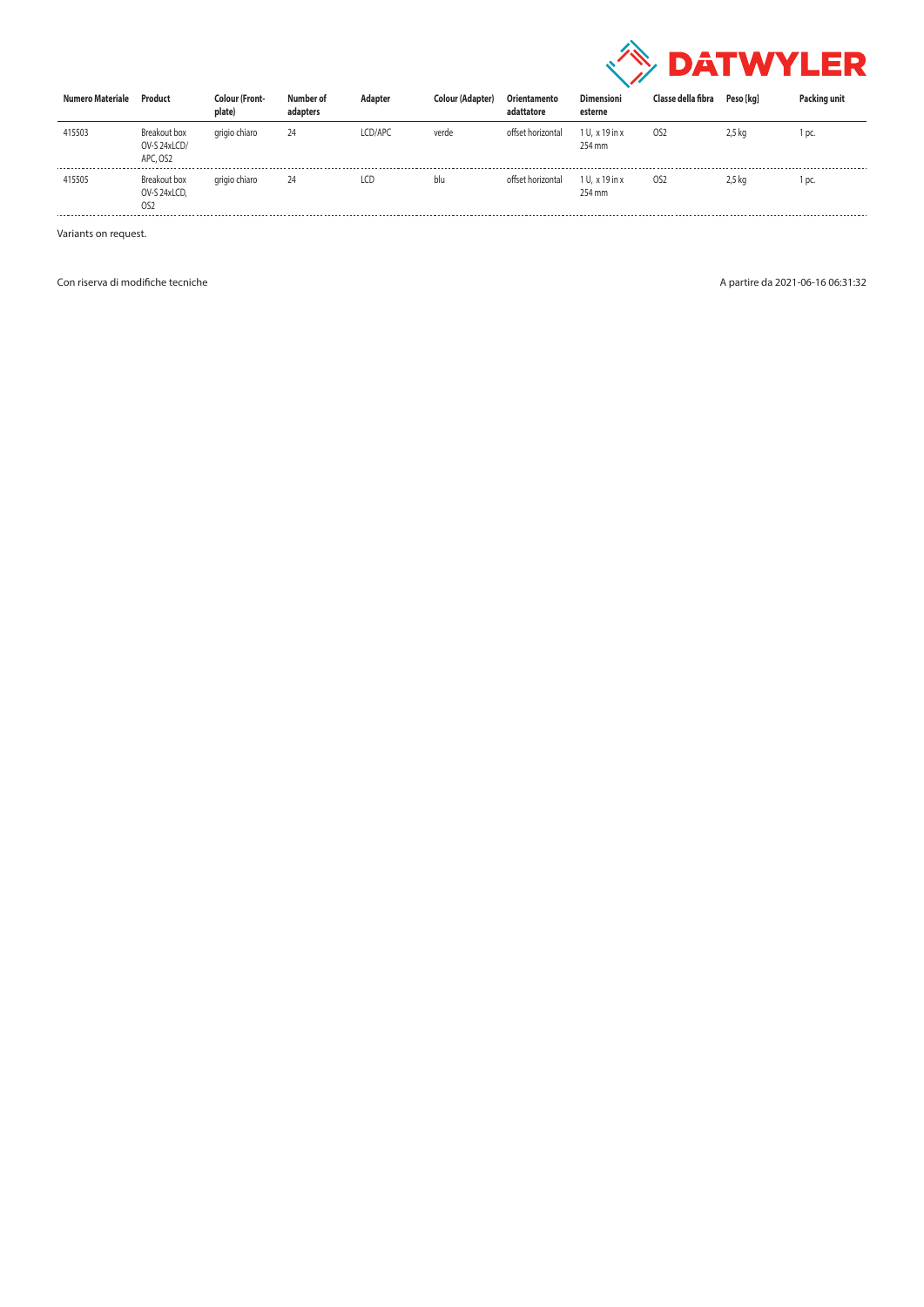| Numero Materiale | Product | Colour (Front-plate) | Number of adapters | Adapter | Colour (Adapter) | Orientamento adattatore | Dimensioni esterne | Classe della fibra | Peso [kg] | Packing unit |
|---|---|---|---|---|---|---|---|---|---|---|
| 415503 | Breakout box OV-S 24xLCD/APC, OS2 | grigio chiaro | 24 | LCD/APC | verde | offset horizontal | 1 U, x 19 in x 254 mm | OS2 | 2,5 kg | 1 pc. |
| 415505 | Breakout box OV-S 24xLCD, OS2 | grigio chiaro | 24 | LCD | blu | offset horizontal | 1 U, x 19 in x 254 mm | OS2 | 2,5 kg | 1 pc. |

Variants on request.

Con riserva di modifiche tecniche

A partire da 2021-06-16 06:31:32